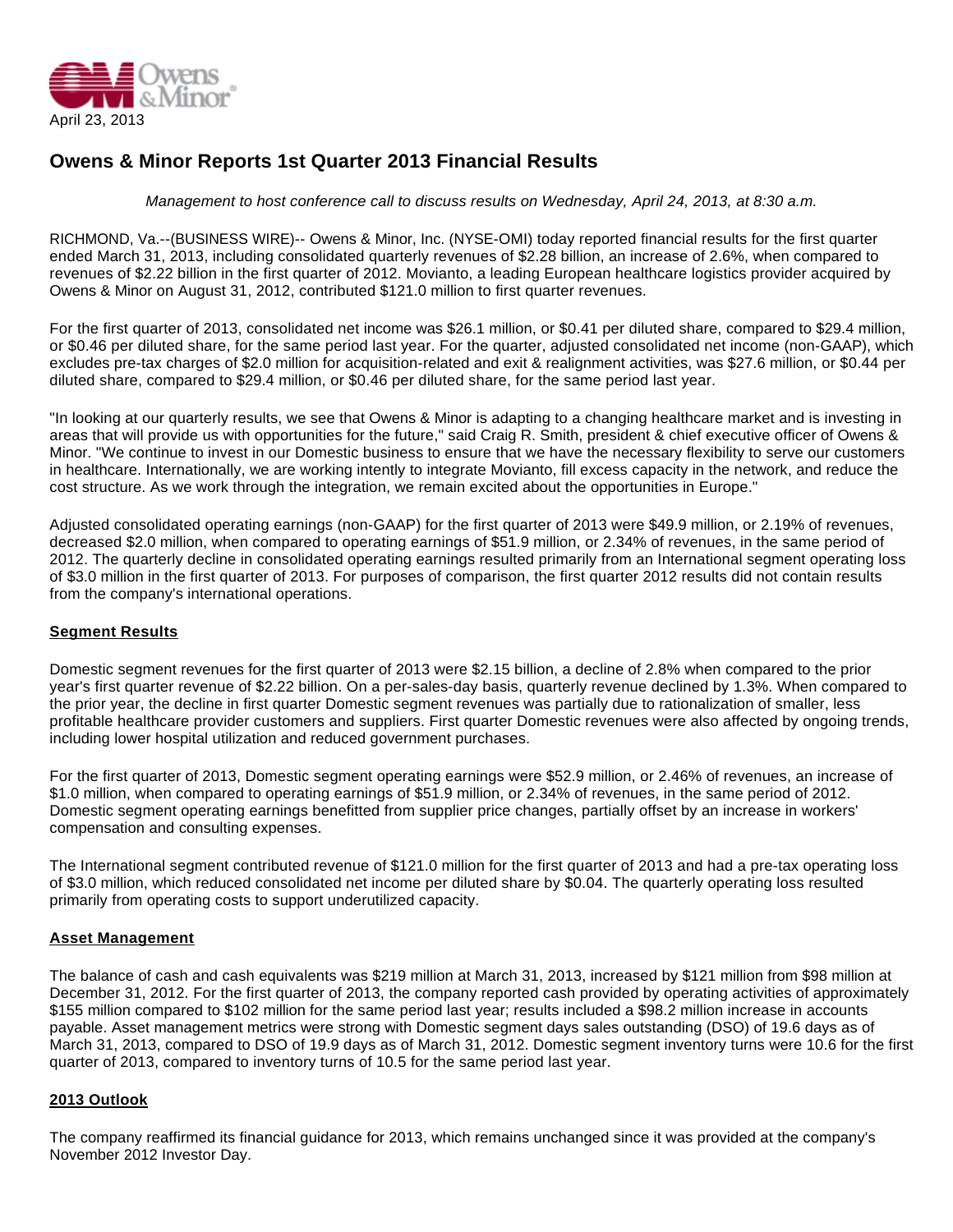April 23, 2013

# Owens & Minor Reports 1st Quarter 2013 Financial Results

*Management to host conference call to discuss results on Wednesday, April 24, 2013, at 8:30 a.m.*

RICHMOND, Va.--(BUSINESS WIRE)-- Owens & Minor, Inc. (NYSE-OMI) today reported financial results for the first quarter ended March 31, 2013, including consolidated quarterly revenues of $2.28 billion, an increase of 2.6%, when compared to revenues of $2.22 billion in the first quarter of 2012. Movianto, a leading European healthcare logistics provider acquired by Owens & Minor on August 31, 2012, contributed $121.0 million to first quarter revenues.

For the first quarter of 2013, consolidated net income was $26.1 million, or $0.41 per diluted share, compared to $29.4 million, or $0.46 per diluted share, for the same period last year. For the quarter, adjusted consolidated net income (non-GAAP), which excludes pre-tax charges of $2.0 million for acquisition-related and exit & realignment activities, was $27.6 million, or $0.44 per diluted share, compared to $29.4 million, or $0.46 per diluted share, for the same period last year.

"In looking at our quarterly results, we see that Owens & Minor is adapting to a changing healthcare market and is investing in areas that will provide us with opportunities for the future," said Craig R. Smith, president & chief executive officer of Owens & Minor. "We continue to invest in our Domestic business to ensure that we have the necessary flexibility to serve our customers in healthcare. Internationally, we are working intently to integrate Movianto, fill excess capacity in the network, and reduce the cost structure. As we work through the integration, we remain excited about the opportunities in Europe."

Adjusted consolidated operating earnings (non-GAAP) for the first quarter of 2013 were $49.9 million, or 2.19% of revenues, decreased $2.0 million, when compared to operating earnings of $51.9 million, or 2.34% of revenues, in the same period of 2012. The quarterly decline in consolidated operating earnings resulted primarily from an International segment operating loss of $3.0 million in the first quarter of 2013. For purposes of comparison, the first quarter 2012 results did not contain results from the company's international operations.

## Segment Results

Domestic segment revenues for the first quarter of 2013 were $2.15 billion, a decline of 2.8% when compared to the prior year's first quarter revenue of $2.22 billion. On a per-sales-day basis, quarterly revenue declined by 1.3%. When compared to the prior year, the decline in first quarter Domestic segment revenues was partially due to rationalization of smaller, less profitable healthcare provider customers and suppliers. First quarter Domestic revenues were also affected by ongoing trends, including lower hospital utilization and reduced government purchases.

For the first quarter of 2013, Domestic segment operating earnings were $52.9 million, or 2.46% of revenues, an increase of $1.0 million, when compared to operating earnings of $51.9 million, or 2.34% of revenues, in the same period of 2012. Domestic segment operating earnings benefitted from supplier price changes, partially offset by an increase in workers' compensation and consulting expenses.

The International segment contributed revenue of $121.0 million for the first quarter of 2013 and had a pre-tax operating loss of $3.0 million, which reduced consolidated net income per diluted share by $0.04. The quarterly operating loss resulted primarily from operating costs to support underutilized capacity.

## Asset Management

The balance of cash and cash equivalents was $219 million at March 31, 2013, increased by $121 million from $98 million at December 31, 2012. For the first quarter of 2013, the company reported cash provided by operating activities of approximately $155 million compared to $102 million for the same period last year; results included a $98.2 million increase in accounts payable. Asset management metrics were strong with Domestic segment days sales outstanding (DSO) of 19.6 days as of March 31, 2013, compared to DSO of 19.9 days as of March 31, 2012. Domestic segment inventory turns were 10.6 for the first quarter of 2013, compared to inventory turns of 10.5 for the same period last year.

## 2013 Outlook

The company reaffirmed its financial guidance for 2013, which remains unchanged since it was provided at the company's November 2012 Investor Day.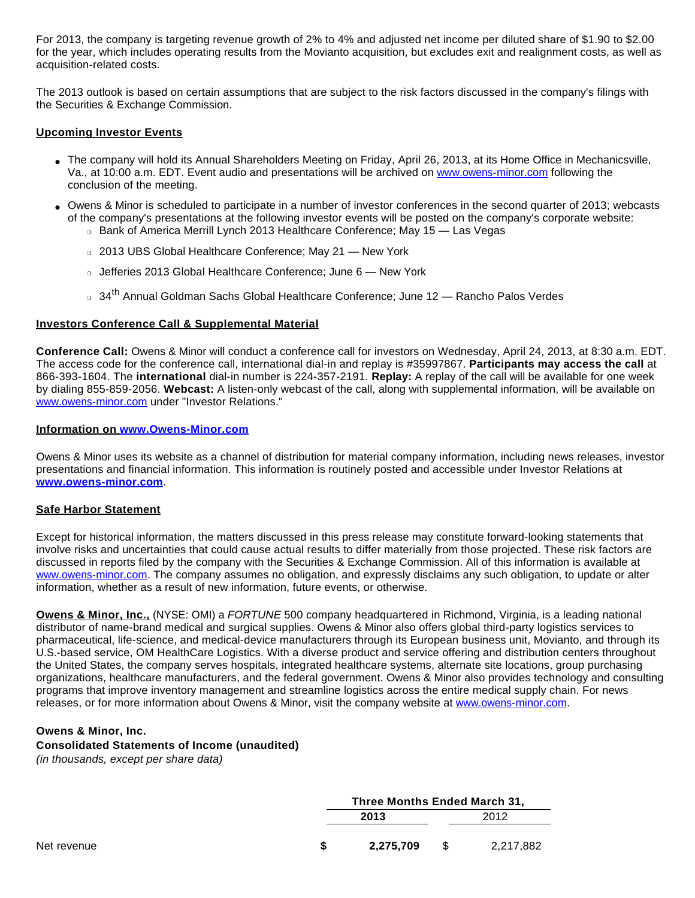For 2013, the company is targeting revenue growth of 2% to 4% and adjusted net income per diluted share of $1.90 to $2.00 for the year, which includes operating results from the Movianto acquisition, but excludes exit and realignment costs, as well as acquisition-related costs.

The 2013 outlook is based on certain assumptions that are subject to the risk factors discussed in the company's filings with the Securities & Exchange Commission.

**Upcoming Investor Events**

- The company will hold its Annual Shareholders Meeting on Friday, April 26, 2013, at its Home Office in Mechanicsville, Va., at 10:00 a.m. EDT. Event audio and presentations will be archived on www.owens-minor.com following the conclusion of the meeting.
- Owens & Minor is scheduled to participate in a number of investor conferences in the second quarter of 2013; webcasts of the company's presentations at the following investor events will be posted on the company's corporate website:
  - Bank of America Merrill Lynch 2013 Healthcare Conference; May 15 — Las Vegas
  - 2013 UBS Global Healthcare Conference; May 21 — New York
  - Jefferies 2013 Global Healthcare Conference; June 6 — New York
  - 34th Annual Goldman Sachs Global Healthcare Conference; June 12 — Rancho Palos Verdes

**Investors Conference Call & Supplemental Material**

**Conference Call:** Owens & Minor will conduct a conference call for investors on Wednesday, April 24, 2013, at 8:30 a.m. EDT. The access code for the conference call, international dial-in and replay is #35997867. **Participants may access the call** at 866-393-1604. The **international** dial-in number is 224-357-2191. **Replay:** A replay of the call will be available for one week by dialing 855-859-2056. **Webcast:** A listen-only webcast of the call, along with supplemental information, will be available on www.owens-minor.com under "Investor Relations."

**Information on www.Owens-Minor.com**

Owens & Minor uses its website as a channel of distribution for material company information, including news releases, investor presentations and financial information. This information is routinely posted and accessible under Investor Relations at **www.owens-minor.com**.

**Safe Harbor Statement**

Except for historical information, the matters discussed in this press release may constitute forward-looking statements that involve risks and uncertainties that could cause actual results to differ materially from those projected. These risk factors are discussed in reports filed by the company with the Securities & Exchange Commission. All of this information is available at www.owens-minor.com. The company assumes no obligation, and expressly disclaims any such obligation, to update or alter information, whether as a result of new information, future events, or otherwise.

**Owens & Minor, Inc.,** (NYSE: OMI) a *FORTUNE* 500 company headquartered in Richmond, Virginia, is a leading national distributor of name-brand medical and surgical supplies. Owens & Minor also offers global third-party logistics services to pharmaceutical, life-science, and medical-device manufacturers through its European business unit, Movianto, and through its U.S.-based service, OM HealthCare Logistics. With a diverse product and service offering and distribution centers throughout the United States, the company serves hospitals, integrated healthcare systems, alternate site locations, group purchasing organizations, healthcare manufacturers, and the federal government. Owens & Minor also provides technology and consulting programs that improve inventory management and streamline logistics across the entire medical supply chain. For news releases, or for more information about Owens & Minor, visit the company website at www.owens-minor.com.

**Owens & Minor, Inc.**
**Consolidated Statements of Income (unaudited)**
*(in thousands, except per share data)*

| | Three Months Ended March 31, | |
|---|---|---|
| | **2013** | 2012 |
| Net revenue | **$ 2,275,709** | $ 2,217,882 |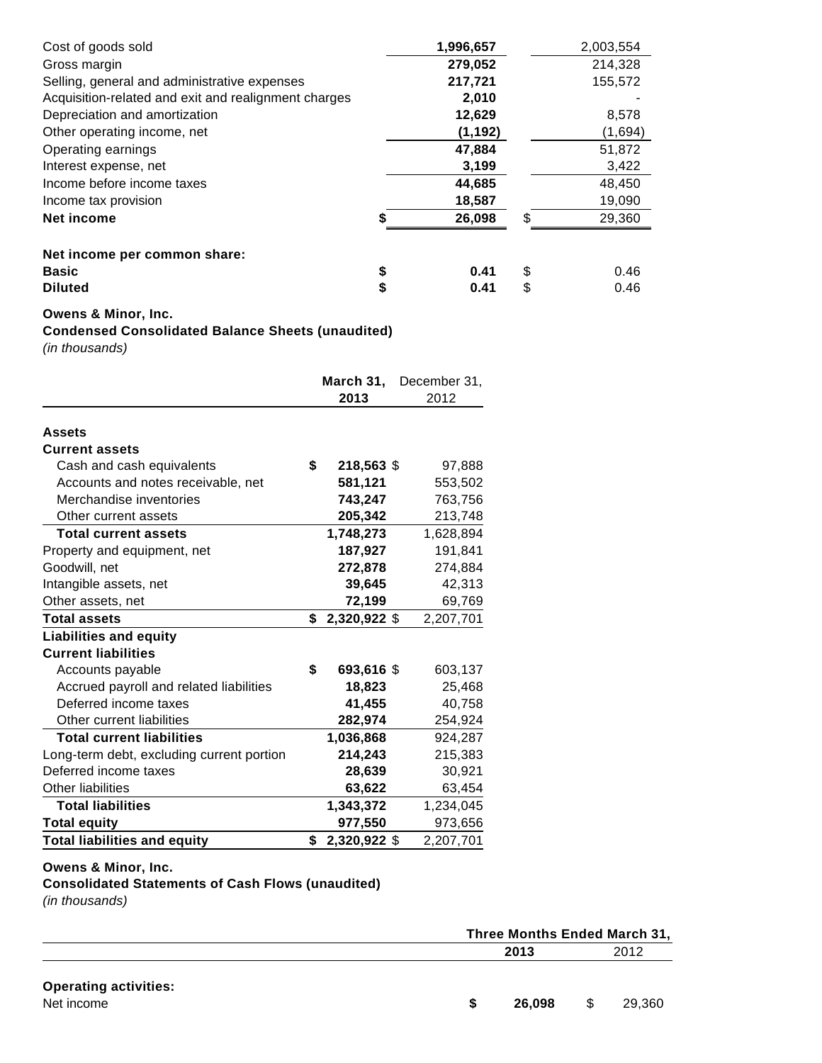| | 2013 | 2012 |
|---|---|---|
| Cost of goods sold | **1,996,657** | 2,003,554 |
| Gross margin | **279,052** | 214,328 |
| Selling, general and administrative expenses | **217,721** | 155,572 |
| Acquisition-related and exit and realignment charges | **2,010** | - |
| Depreciation and amortization | **12,629** | 8,578 |
| Other operating income, net | **(1,192)** | (1,694) |
| Operating earnings | **47,884** | 51,872 |
| Interest expense, net | **3,199** | 3,422 |
| Income before income taxes | **44,685** | 48,450 |
| Income tax provision | **18,587** | 19,090 |
| **Net income** | **$ 26,098** | $ 29,360 |
| | | |
| **Net income per common share:** | | |
| **Basic** | **$ 0.41** | $ 0.46 |
| **Diluted** | **$ 0.41** | $ 0.46 |

**Owens & Minor, Inc.**
**Condensed Consolidated Balance Sheets (unaudited)**
*(in thousands)*

| | **March 31, 2013** | December 31, 2012 |
|---|---|---|
| **Assets** | | |
| **Current assets** | | |
| Cash and cash equivalents | **$ 218,563** | $ 97,888 |
| Accounts and notes receivable, net | **581,121** | 553,502 |
| Merchandise inventories | **743,247** | 763,756 |
| Other current assets | **205,342** | 213,748 |
| **Total current assets** | **1,748,273** | 1,628,894 |
| Property and equipment, net | **187,927** | 191,841 |
| Goodwill, net | **272,878** | 274,884 |
| Intangible assets, net | **39,645** | 42,313 |
| Other assets, net | **72,199** | 69,769 |
| **Total assets** | **$ 2,320,922** | $ 2,207,701 |
| **Liabilities and equity** | | |
| **Current liabilities** | | |
| Accounts payable | **$ 693,616** | $ 603,137 |
| Accrued payroll and related liabilities | **18,823** | 25,468 |
| Deferred income taxes | **41,455** | 40,758 |
| Other current liabilities | **282,974** | 254,924 |
| **Total current liabilities** | **1,036,868** | 924,287 |
| Long-term debt, excluding current portion | **214,243** | 215,383 |
| Deferred income taxes | **28,639** | 30,921 |
| Other liabilities | **63,622** | 63,454 |
| **Total liabilities** | **1,343,372** | 1,234,045 |
| **Total equity** | **977,550** | 973,656 |
| **Total liabilities and equity** | **$ 2,320,922** | $ 2,207,701 |

**Owens & Minor, Inc.**
**Consolidated Statements of Cash Flows (unaudited)**
*(in thousands)*

| | **Three Months Ended March 31,** | |
|---|---|---|
| | **2013** | 2012 |
| **Operating activities:** | | |
| Net income | **$ 26,098** | $ 29,360 |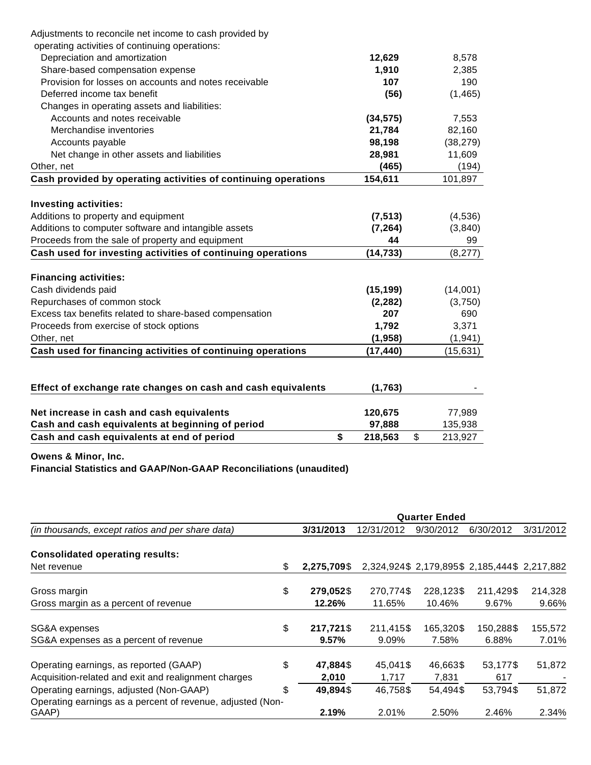| | | |
|---|---|---|
| Adjustments to reconcile net income to cash provided by operating activities of continuing operations: | | |
| Depreciation and amortization | **12,629** | 8,578 |
| Share-based compensation expense | **1,910** | 2,385 |
| Provision for losses on accounts and notes receivable | **107** | 190 |
| Deferred income tax benefit | **(56)** | (1,465) |
| Changes in operating assets and liabilities: | | |
| Accounts and notes receivable | **(34,575)** | 7,553 |
| Merchandise inventories | **21,784** | 82,160 |
| Accounts payable | **98,198** | (38,279) |
| Net change in other assets and liabilities | **28,981** | 11,609 |
| Other, net | **(465)** | (194) |
| **Cash provided by operating activities of continuing operations** | **154,611** | 101,897 |
| | | |
| **Investing activities:** | | |
| Additions to property and equipment | **(7,513)** | (4,536) |
| Additions to computer software and intangible assets | **(7,264)** | (3,840) |
| Proceeds from the sale of property and equipment | **44** | 99 |
| **Cash used for investing activities of continuing operations** | **(14,733)** | (8,277) |
| | | |
| **Financing activities:** | | |
| Cash dividends paid | **(15,199)** | (14,001) |
| Repurchases of common stock | **(2,282)** | (3,750) |
| Excess tax benefits related to share-based compensation | **207** | 690 |
| Proceeds from exercise of stock options | **1,792** | 3,371 |
| Other, net | **(1,958)** | (1,941) |
| **Cash used for financing activities of continuing operations** | **(17,440)** | (15,631) |
| | | |
| **Effect of exchange rate changes on cash and cash equivalents** | **(1,763)** | - |
| | | |
| **Net increase in cash and cash equivalents** | **120,675** | 77,989 |
| **Cash and cash equivalents at beginning of period** | **97,888** | 135,938 |
| **Cash and cash equivalents at end of period** | **$ 218,563** | $ 213,927 |

**Owens & Minor, Inc.**
**Financial Statistics and GAAP/Non-GAAP Reconciliations (unaudited)**

| | Quarter Ended | | | | |
|---|---|---|---|---|---|
| *(in thousands, except ratios and per share data)* | **3/31/2013** | 12/31/2012 | 9/30/2012 | 6/30/2012 | 3/31/2012 |
| **Consolidated operating results:** | | | | | |
| Net revenue | $ **2,275,709** | $ 2,324,924 | $ 2,179,895 | $ 2,185,444 | $ 2,217,882 |
| | | | | | |
| Gross margin | $ **279,052** | $ 270,774 | $ 228,123 | $ 211,429 | $ 214,328 |
| Gross margin as a percent of revenue | **12.26%** | 11.65% | 10.46% | 9.67% | 9.66% |
| | | | | | |
| SG&A expenses | $ **217,721** | $ 211,415 | $ 165,320 | $ 150,288 | $ 155,572 |
| SG&A expenses as a percent of revenue | **9.57%** | 9.09% | 7.58% | 6.88% | 7.01% |
| | | | | | |
| Operating earnings, as reported (GAAP) | $ **47,884** | $ 45,041 | $ 46,663 | $ 53,177 | $ 51,872 |
| Acquisition-related and exit and realignment charges | **2,010** | 1,717 | 7,831 | 617 | - |
| Operating earnings, adjusted (Non-GAAP) | $ **49,894** | $ 46,758 | $ 54,494 | $ 53,794 | $ 51,872 |
| Operating earnings as a percent of revenue, adjusted (Non-GAAP) | **2.19%** | 2.01% | 2.50% | 2.46% | 2.34% |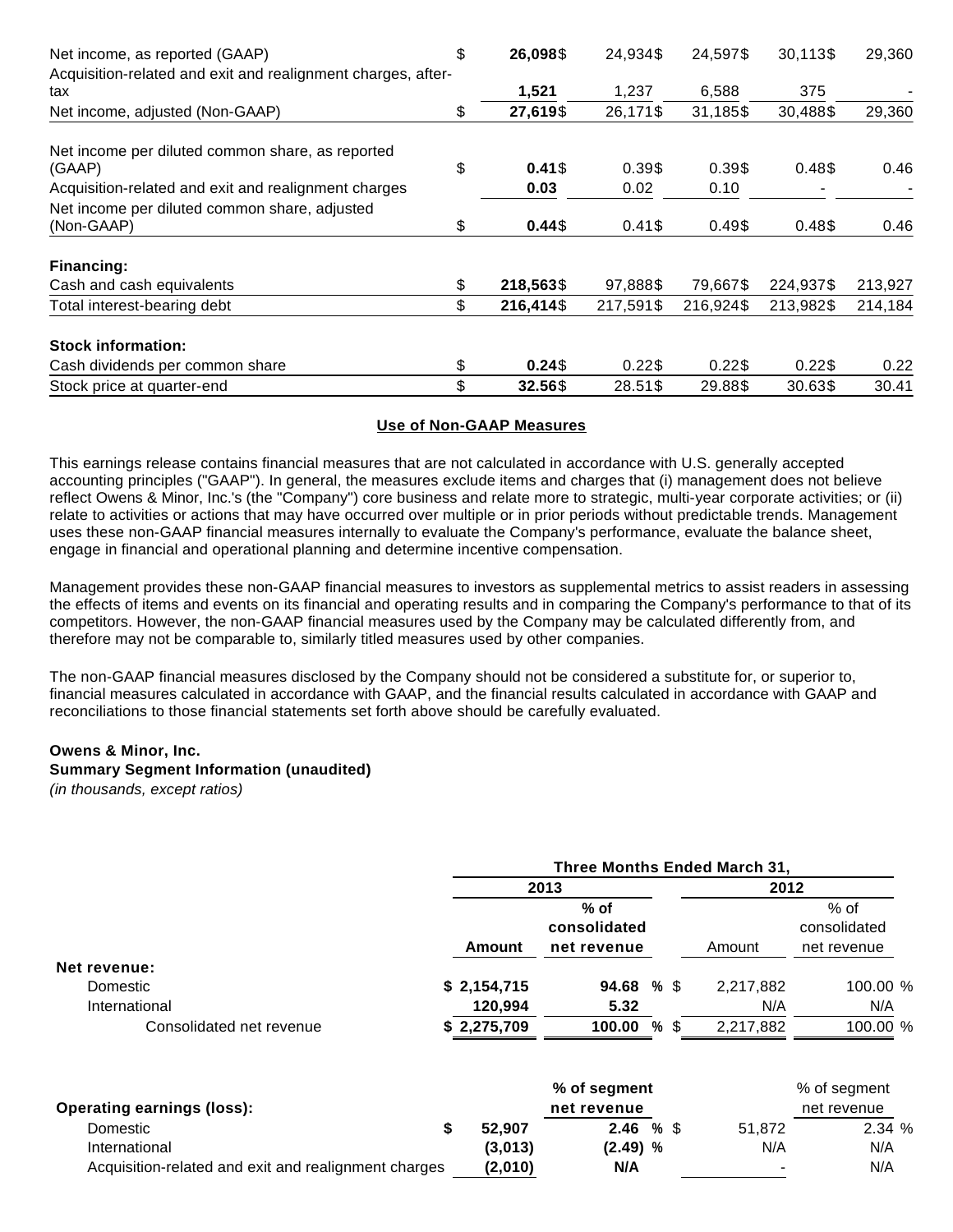| | | | | | |
|---|---|---|---|---|---|
| Net income, as reported (GAAP) | $ **26,098** | $ 24,934 | $ 24,597 | $ 30,113 | $ 29,360 |
| Acquisition-related and exit and realignment charges, after-tax | **1,521** | 1,237 | 6,588 | 375 | - |
| Net income, adjusted (Non-GAAP) | $ **27,619** | $ 26,171 | $ 31,185 | $ 30,488 | $ 29,360 |
| | | | | | |
| Net income per diluted common share, as reported (GAAP) | $ **0.41** | $ 0.39 | $ 0.39 | $ 0.48 | $ 0.46 |
| Acquisition-related and exit and realignment charges | **0.03** | 0.02 | 0.10 | - | - |
| Net income per diluted common share, adjusted (Non-GAAP) | $ **0.44** | $ 0.41 | $ 0.49 | $ 0.48 | $ 0.46 |
| | | | | | |
| **Financing:** | | | | | |
| Cash and cash equivalents | $ **218,563** | $ 97,888 | $ 79,667 | $ 224,937 | $ 213,927 |
| Total interest-bearing debt | $ **216,414** | $ 217,591 | $ 216,924 | $ 213,982 | $ 214,184 |
| | | | | | |
| **Stock information:** | | | | | |
| Cash dividends per common share | $ **0.24** | $ 0.22 | $ 0.22 | $ 0.22 | $ 0.22 |
| Stock price at quarter-end | $ **32.56** | $ 28.51 | $ 29.88 | $ 30.63 | $ 30.41 |

**Use of Non-GAAP Measures**

This earnings release contains financial measures that are not calculated in accordance with U.S. generally accepted accounting principles ("GAAP"). In general, the measures exclude items and charges that (i) management does not believe reflect Owens & Minor, Inc.'s (the "Company") core business and relate more to strategic, multi-year corporate activities; or (ii) relate to activities or actions that may have occurred over multiple or in prior periods without predictable trends. Management uses these non-GAAP financial measures internally to evaluate the Company's performance, evaluate the balance sheet, engage in financial and operational planning and determine incentive compensation.

Management provides these non-GAAP financial measures to investors as supplemental metrics to assist readers in assessing the effects of items and events on its financial and operating results and in comparing the Company's performance to that of its competitors. However, the non-GAAP financial measures used by the Company may be calculated differently from, and therefore may not be comparable to, similarly titled measures used by other companies.

The non-GAAP financial measures disclosed by the Company should not be considered a substitute for, or superior to, financial measures calculated in accordance with GAAP, and the financial results calculated in accordance with GAAP and reconciliations to those financial statements set forth above should be carefully evaluated.

**Owens & Minor, Inc.**
**Summary Segment Information (unaudited)**
*(in thousands, except ratios)*

| | Three Months Ended March 31, | | | |
|---|---|---|---|---|
| | **2013** | | 2012 | |
| | **Amount** | **% of consolidated net revenue** | Amount | % of consolidated net revenue |
| **Net revenue:** | | | | |
| Domestic | **$ 2,154,715** | **94.68 %** | $ 2,217,882 | 100.00 % |
| International | **120,994** | **5.32** | N/A | N/A |
| Consolidated net revenue | **$ 2,275,709** | **100.00 %** | $ 2,217,882 | 100.00 % |
| | | | | |
| **Operating earnings (loss):** | | **% of segment net revenue** | | % of segment net revenue |
| Domestic | **$ 52,907** | **2.46 %** | $ 51,872 | 2.34 % |
| International | **(3,013)** | **(2.49) %** | N/A | N/A |
| Acquisition-related and exit and realignment charges | **(2,010)** | **N/A** | - | N/A |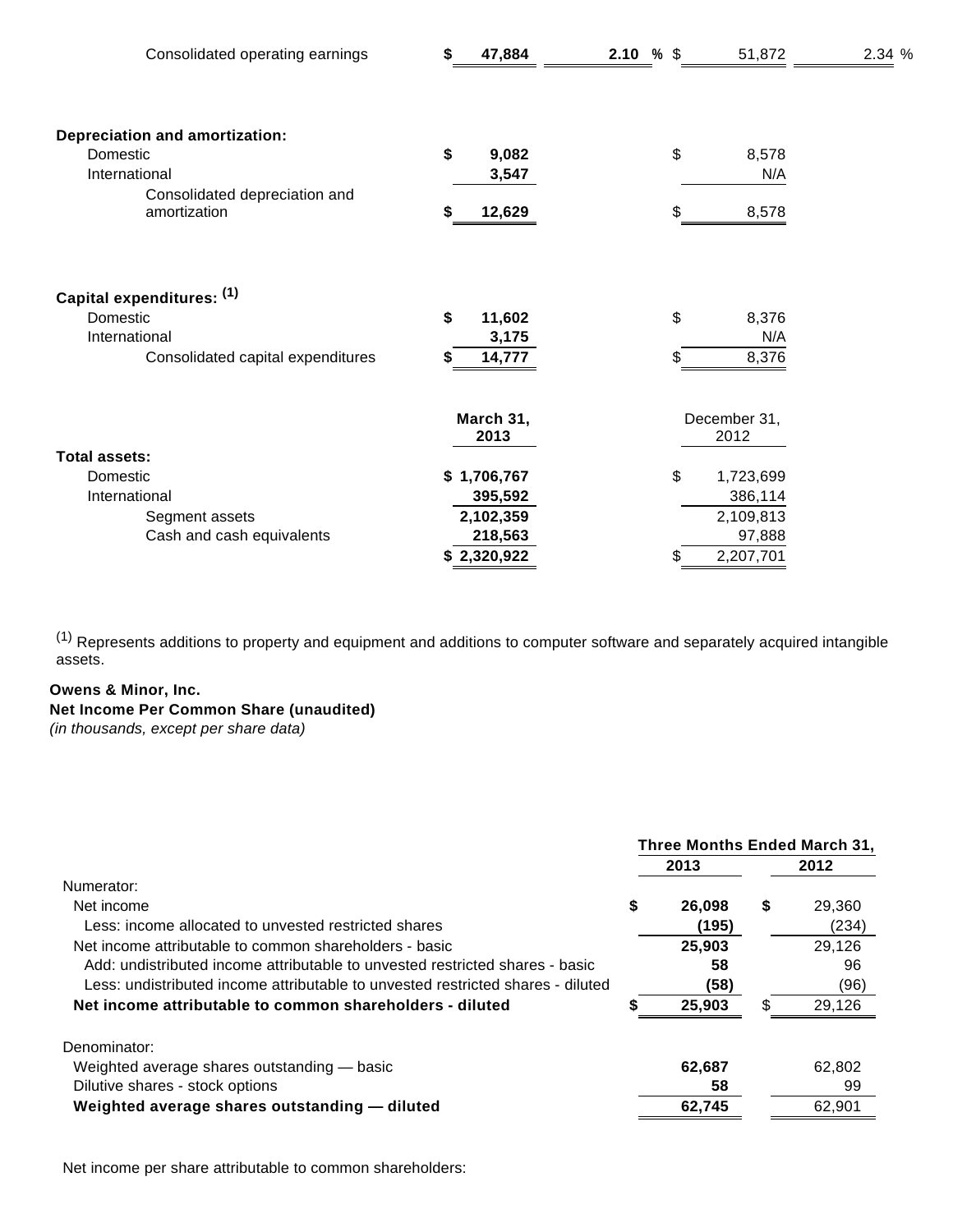| | | | | |
|---|---|---|---|---|
| Consolidated operating earnings | $ 47,884 | 2.10 % | $ 51,872 | 2.34 % |
| | | | | |
| **Depreciation and amortization:** | | | | |
| Domestic | $ 9,082 | | $ 8,578 | |
| International | 3,547 | | N/A | |
| Consolidated depreciation and amortization | $ 12,629 | | $ 8,578 | |
| | | | | |
| **Capital expenditures:** [(1)] | | | | |
| Domestic | $ 11,602 | | $ 8,376 | |
| International | 3,175 | | N/A | |
| Consolidated capital expenditures | $ 14,777 | | $ 8,376 | |
| | | | | |
| | **March 31, 2013** | | December 31, 2012 | |
| **Total assets:** | | | | |
| Domestic | $ 1,706,767 | | $ 1,723,699 | |
| International | 395,592 | | 386,114 | |
| Segment assets | 2,102,359 | | 2,109,813 | |
| Cash and cash equivalents | 218,563 | | 97,888 | |
| | $ 2,320,922 | | $ 2,207,701 | |

[(1)] Represents additions to property and equipment and additions to computer software and separately acquired intangible assets.

**Owens & Minor, Inc.**
**Net Income Per Common Share (unaudited)**
*(in thousands, except per share data)*

| | Three Months Ended March 31, | |
|---|---|---|
| | **2013** | **2012** |
| Numerator: | | |
| Net income | $ 26,098 | $ 29,360 |
| Less: income allocated to unvested restricted shares | (195) | (234) |
| Net income attributable to common shareholders - basic | 25,903 | 29,126 |
| Add: undistributed income attributable to unvested restricted shares - basic | 58 | 96 |
| Less: undistributed income attributable to unvested restricted shares - diluted | (58) | (96) |
| **Net income attributable to common shareholders - diluted** | $ 25,903 | $ 29,126 |
| | | |
| Denominator: | | |
| Weighted average shares outstanding — basic | 62,687 | 62,802 |
| Dilutive shares - stock options | 58 | 99 |
| **Weighted average shares outstanding — diluted** | 62,745 | 62,901 |

Net income per share attributable to common shareholders: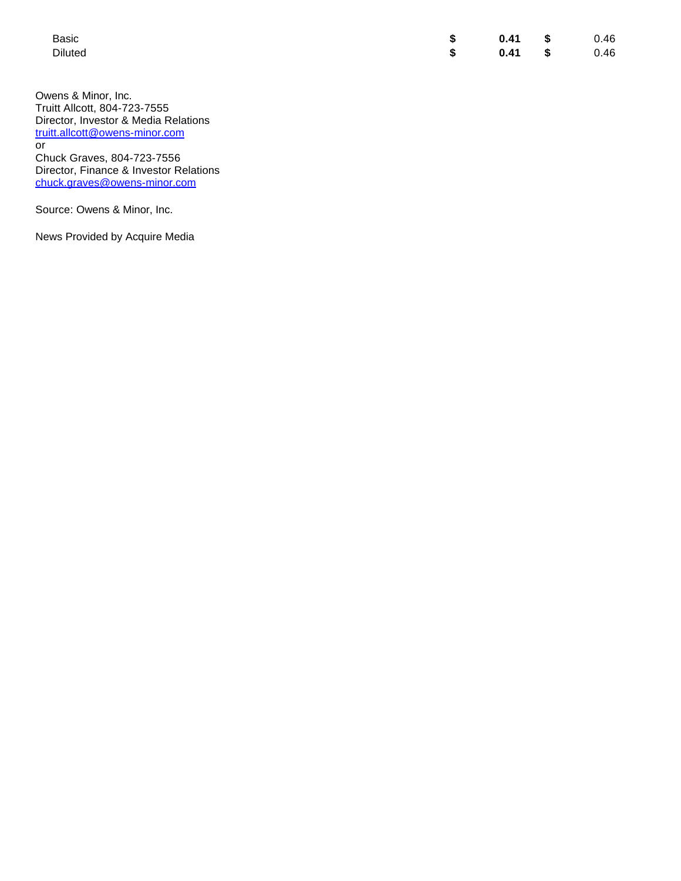| | | |
|---|---|---|
| Basic | **$ 0.41** | $ 0.46 |
| Diluted | **$ 0.41** | $ 0.46 |

Owens & Minor, Inc.
Truitt Allcott, 804-723-7555
Director, Investor & Media Relations
truitt.allcott@owens-minor.com
or
Chuck Graves, 804-723-7556
Director, Finance & Investor Relations
chuck.graves@owens-minor.com

Source: Owens & Minor, Inc.

News Provided by Acquire Media